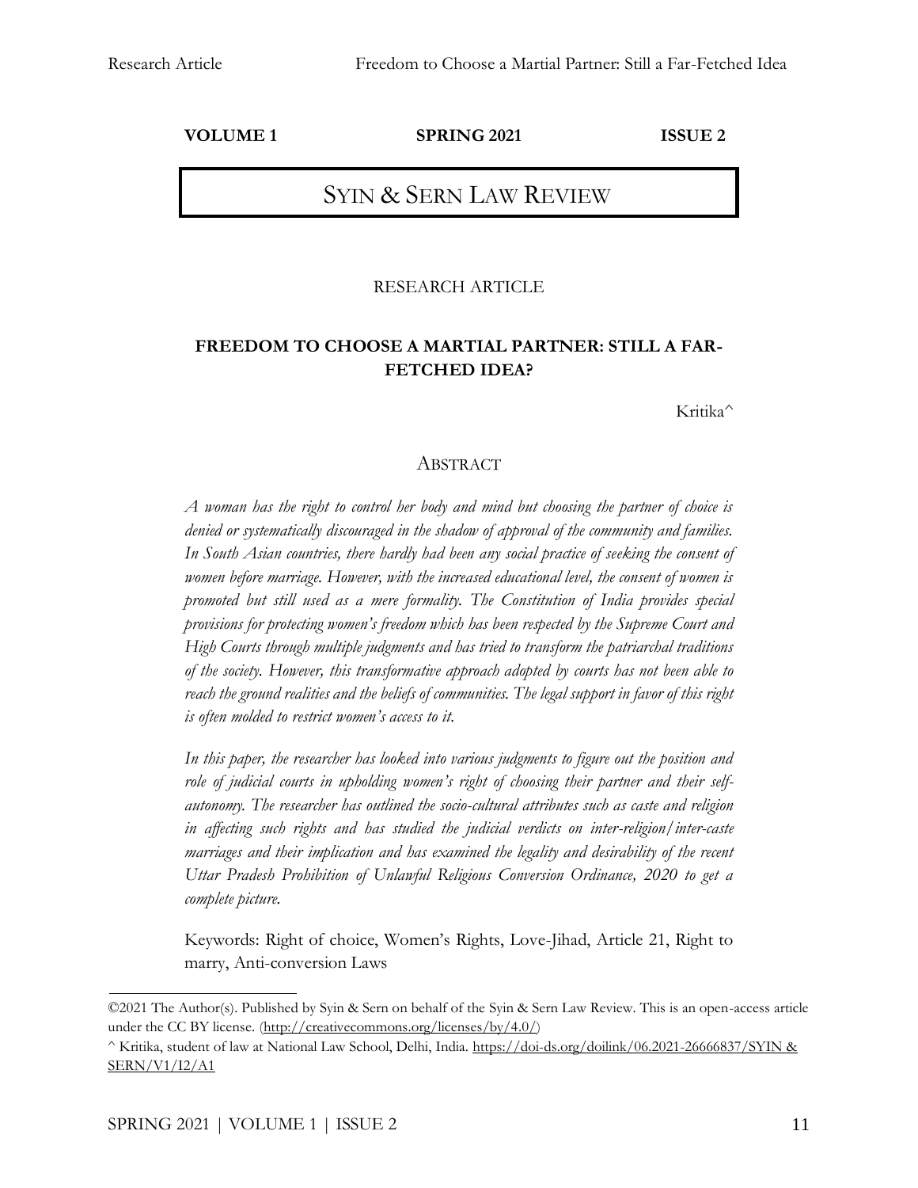**VOLUME 1** **SPRING 2021** **ISSUE 2**

# SYIN & SERN LAW REVIEW

RESEARCH ARTICLE

## FREEDOM TO CHOOSE A MARTIAL PARTNER: STILL A FAR-FETCHED IDEA?

Kritika^

### ABSTRACT

*A woman has the right to control her body and mind but choosing the partner of choice is denied or systematically discouraged in the shadow of approval of the community and families. In South Asian countries, there hardly had been any social practice of seeking the consent of women before marriage. However, with the increased educational level, the consent of women is promoted but still used as a mere formality. The Constitution of India provides special provisions for protecting women's freedom which has been respected by the Supreme Court and High Courts through multiple judgments and has tried to transform the patriarchal traditions of the society. However, this transformative approach adopted by courts has not been able to reach the ground realities and the beliefs of communities. The legal support in favor of this right is often molded to restrict women's access to it.*

*In this paper, the researcher has looked into various judgments to figure out the position and role of judicial courts in upholding women's right of choosing their partner and their self-autonomy. The researcher has outlined the socio-cultural attributes such as caste and religion in affecting such rights and has studied the judicial verdicts on inter-religion/inter-caste marriages and their implication and has examined the legality and desirability of the recent Uttar Pradesh Prohibition of Unlawful Religious Conversion Ordinance, 2020 to get a complete picture.*

Keywords: Right of choice, Women's Rights, Love-Jihad, Article 21, Right to marry, Anti-conversion Laws

---

©2021 The Author(s). Published by Syin & Sern on behalf of the Syin & Sern Law Review. This is an open-access article under the CC BY license. (http://creativecommons.org/licenses/by/4.0/)

^ Kritika, student of law at National Law School, Delhi, India. https://doi-ds.org/doilink/06.2021-26666837/SYIN & SERN/V1/I2/A1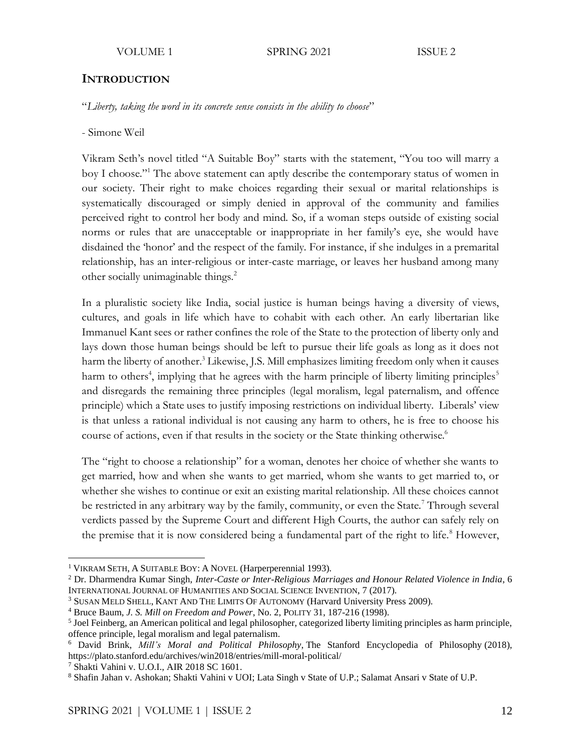## INTRODUCTION

"*Liberty, taking the word in its concrete sense consists in the ability to choose*"

- Simone Weil

Vikram Seth's novel titled "A Suitable Boy" starts with the statement, "You too will marry a boy I choose."[1] The above statement can aptly describe the contemporary status of women in our society. Their right to make choices regarding their sexual or marital relationships is systematically discouraged or simply denied in approval of the community and families perceived right to control her body and mind. So, if a woman steps outside of existing social norms or rules that are unacceptable or inappropriate in her family's eye, she would have disdained the 'honor' and the respect of the family. For instance, if she indulges in a premarital relationship, has an inter-religious or inter-caste marriage, or leaves her husband among many other socially unimaginable things.[2]

In a pluralistic society like India, social justice is human beings having a diversity of views, cultures, and goals in life which have to cohabit with each other. An early libertarian like Immanuel Kant sees or rather confines the role of the State to the protection of liberty only and lays down those human beings should be left to pursue their life goals as long as it does not harm the liberty of another.[3] Likewise, J.S. Mill emphasizes limiting freedom only when it causes harm to others[4], implying that he agrees with the harm principle of liberty limiting principles[5] and disregards the remaining three principles (legal moralism, legal paternalism, and offence principle) which a State uses to justify imposing restrictions on individual liberty. Liberals' view is that unless a rational individual is not causing any harm to others, he is free to choose his course of actions, even if that results in the society or the State thinking otherwise.[6]

The "right to choose a relationship" for a woman, denotes her choice of whether she wants to get married, how and when she wants to get married, whom she wants to get married to, or whether she wishes to continue or exit an existing marital relationship. All these choices cannot be restricted in any arbitrary way by the family, community, or even the State.[7] Through several verdicts passed by the Supreme Court and different High Courts, the author can safely rely on the premise that it is now considered being a fundamental part of the right to life.[8] However,

---

[1] VIKRAM SETH, A SUITABLE BOY: A NOVEL (Harperperennial 1993).

[2] Dr. Dharmendra Kumar Singh, *Inter-Caste or Inter-Religious Marriages and Honour Related Violence in India*, 6 INTERNATIONAL JOURNAL OF HUMANITIES AND SOCIAL SCIENCE INVENTION, 7 (2017).

[3] SUSAN MELD SHELL, KANT AND THE LIMITS OF AUTONOMY (Harvard University Press 2009).

[4] Bruce Baum, *J. S. Mill on Freedom and Power*, No. 2, POLITY 31, 187-216 (1998).

[5] Joel Feinberg, an American political and legal philosopher, categorized liberty limiting principles as harm principle, offence principle, legal moralism and legal paternalism.

[6] David Brink, *Mill's Moral and Political Philosophy*, The Stanford Encyclopedia of Philosophy (2018), https://plato.stanford.edu/archives/win2018/entries/mill-moral-political/

[7] Shakti Vahini v. U.O.I., AIR 2018 SC 1601.

[8] Shafin Jahan v. Ashokan; Shakti Vahini v UOI; Lata Singh v State of U.P.; Salamat Ansari v State of U.P.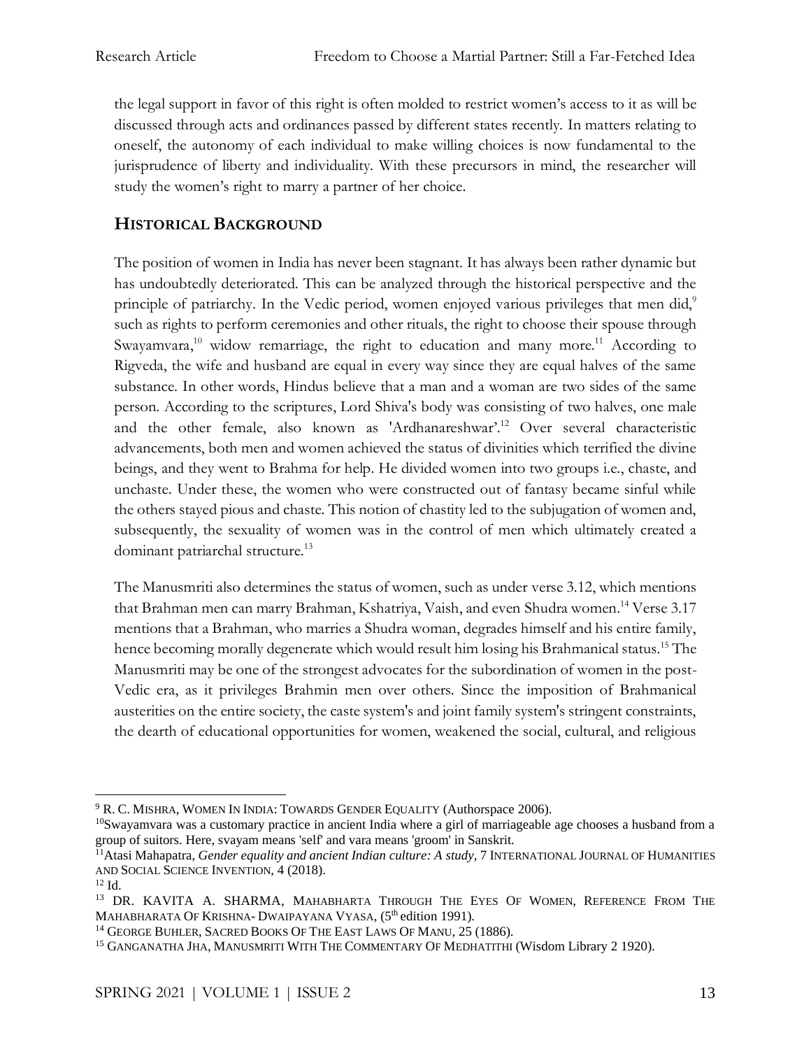the legal support in favor of this right is often molded to restrict women's access to it as will be discussed through acts and ordinances passed by different states recently. In matters relating to oneself, the autonomy of each individual to make willing choices is now fundamental to the jurisprudence of liberty and individuality. With these precursors in mind, the researcher will study the women's right to marry a partner of her choice.

## HISTORICAL BACKGROUND

The position of women in India has never been stagnant. It has always been rather dynamic but has undoubtedly deteriorated. This can be analyzed through the historical perspective and the principle of patriarchy. In the Vedic period, women enjoyed various privileges that men did,[9] such as rights to perform ceremonies and other rituals, the right to choose their spouse through Swayamvara,[10] widow remarriage, the right to education and many more.[11] According to Rigveda, the wife and husband are equal in every way since they are equal halves of the same substance. In other words, Hindus believe that a man and a woman are two sides of the same person. According to the scriptures, Lord Shiva's body was consisting of two halves, one male and the other female, also known as 'Ardhanareshwar'.[12] Over several characteristic advancements, both men and women achieved the status of divinities which terrified the divine beings, and they went to Brahma for help. He divided women into two groups i.e., chaste, and unchaste. Under these, the women who were constructed out of fantasy became sinful while the others stayed pious and chaste. This notion of chastity led to the subjugation of women and, subsequently, the sexuality of women was in the control of men which ultimately created a dominant patriarchal structure.[13]

The Manusmriti also determines the status of women, such as under verse 3.12, which mentions that Brahman men can marry Brahman, Kshatriya, Vaish, and even Shudra women.[14] Verse 3.17 mentions that a Brahman, who marries a Shudra woman, degrades himself and his entire family, hence becoming morally degenerate which would result him losing his Brahmanical status.[15] The Manusmriti may be one of the strongest advocates for the subordination of women in the post-Vedic era, as it privileges Brahmin men over others. Since the imposition of Brahmanical austerities on the entire society, the caste system's and joint family system's stringent constraints, the dearth of educational opportunities for women, weakened the social, cultural, and religious

---

[9] R. C. MISHRA, WOMEN IN INDIA: TOWARDS GENDER EQUALITY (Authorspace 2006).

[10] Swayamvara was a customary practice in ancient India where a girl of marriageable age chooses a husband from a group of suitors. Here, svayam means 'self' and vara means 'groom' in Sanskrit.

[11] Atasi Mahapatra, *Gender equality and ancient Indian culture: A study*, 7 INTERNATIONAL JOURNAL OF HUMANITIES AND SOCIAL SCIENCE INVENTION, 4 (2018).

[12] Id.

[13] DR. KAVITA A. SHARMA, MAHABHARTA THROUGH THE EYES OF WOMEN, REFERENCE FROM THE MAHABHARATA OF KRISHNA- DWAIPAYANA VYASA, (5th edition 1991).

[14] GEORGE BUHLER, SACRED BOOKS OF THE EAST LAWS OF MANU, 25 (1886).

[15] GANGANATHA JHA, MANUSMRITI WITH THE COMMENTARY OF MEDHATITHI (Wisdom Library 2 1920).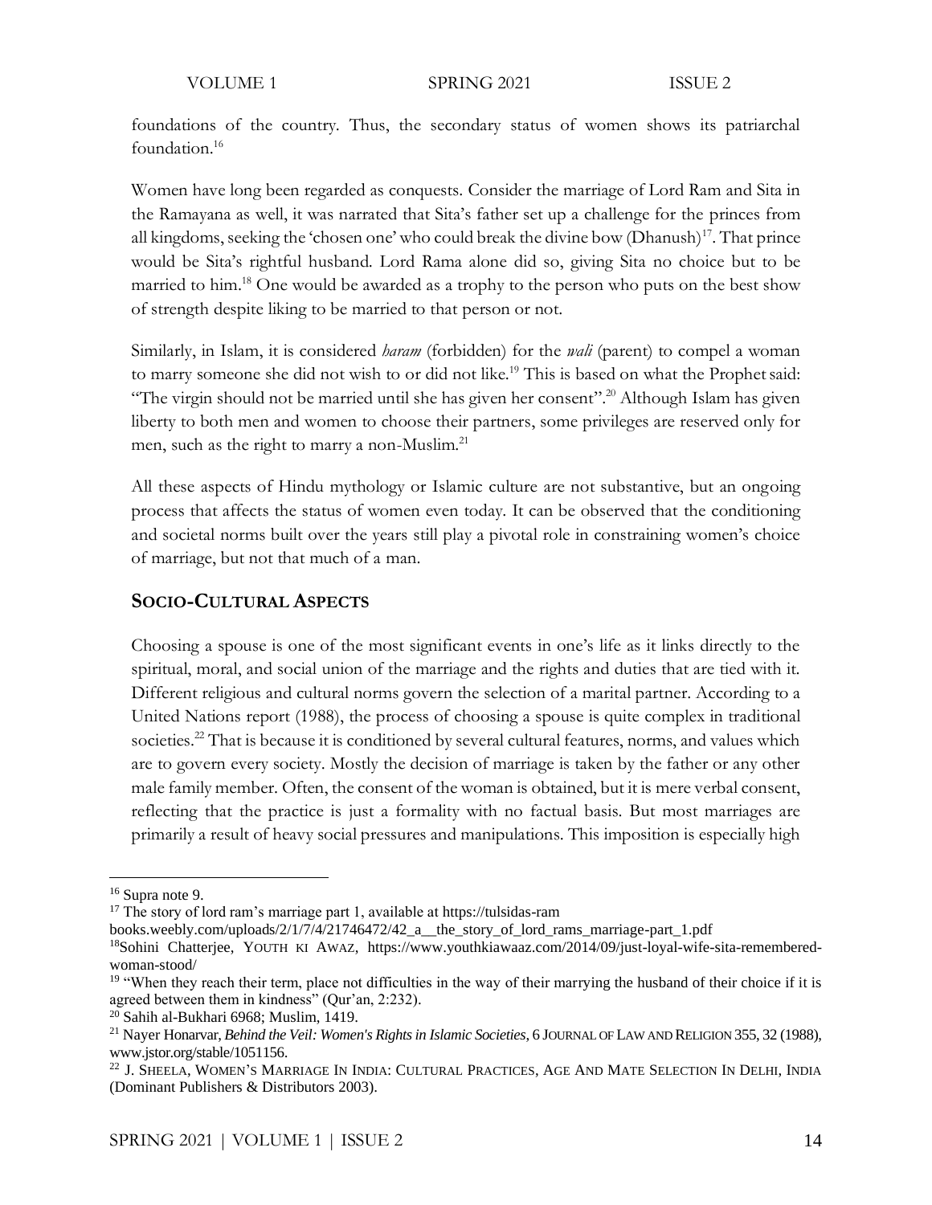foundations of the country. Thus, the secondary status of women shows its patriarchal foundation.[16]

Women have long been regarded as conquests. Consider the marriage of Lord Ram and Sita in the Ramayana as well, it was narrated that Sita's father set up a challenge for the princes from all kingdoms, seeking the 'chosen one' who could break the divine bow (Dhanush)[17]. That prince would be Sita's rightful husband. Lord Rama alone did so, giving Sita no choice but to be married to him.[18] One would be awarded as a trophy to the person who puts on the best show of strength despite liking to be married to that person or not.

Similarly, in Islam, it is considered *haram* (forbidden) for the *wali* (parent) to compel a woman to marry someone she did not wish to or did not like.[19] This is based on what the Prophet said: "The virgin should not be married until she has given her consent".[20] Although Islam has given liberty to both men and women to choose their partners, some privileges are reserved only for men, such as the right to marry a non-Muslim.[21]

All these aspects of Hindu mythology or Islamic culture are not substantive, but an ongoing process that affects the status of women even today. It can be observed that the conditioning and societal norms built over the years still play a pivotal role in constraining women's choice of marriage, but not that much of a man.

## SOCIO-CULTURAL ASPECTS

Choosing a spouse is one of the most significant events in one's life as it links directly to the spiritual, moral, and social union of the marriage and the rights and duties that are tied with it. Different religious and cultural norms govern the selection of a marital partner. According to a United Nations report (1988), the process of choosing a spouse is quite complex in traditional societies.[22] That is because it is conditioned by several cultural features, norms, and values which are to govern every society. Mostly the decision of marriage is taken by the father or any other male family member. Often, the consent of the woman is obtained, but it is mere verbal consent, reflecting that the practice is just a formality with no factual basis. But most marriages are primarily a result of heavy social pressures and manipulations. This imposition is especially high

---

[16] Supra note 9.

[17] The story of lord ram's marriage part 1, available at https://tulsidas-ram books.weebly.com/uploads/2/1/7/4/21746472/42_a__the_story_of_lord_rams_marriage-part_1.pdf

[18] Sohini Chatterjee, YOUTH KI AWAZ, https://www.youthkiawaaz.com/2014/09/just-loyal-wife-sita-remembered-woman-stood/

[19] "When they reach their term, place not difficulties in the way of their marrying the husband of their choice if it is agreed between them in kindness" (Qur'an, 2:232).

[20] Sahih al-Bukhari 6968; Muslim, 1419.

[21] Nayer Honarvar, *Behind the Veil: Women's Rights in Islamic Societies*, 6 JOURNAL OF LAW AND RELIGION 355, 32 (1988), www.jstor.org/stable/1051156.

[22] J. SHEELA, WOMEN'S MARRIAGE IN INDIA: CULTURAL PRACTICES, AGE AND MATE SELECTION IN DELHI, INDIA (Dominant Publishers & Distributors 2003).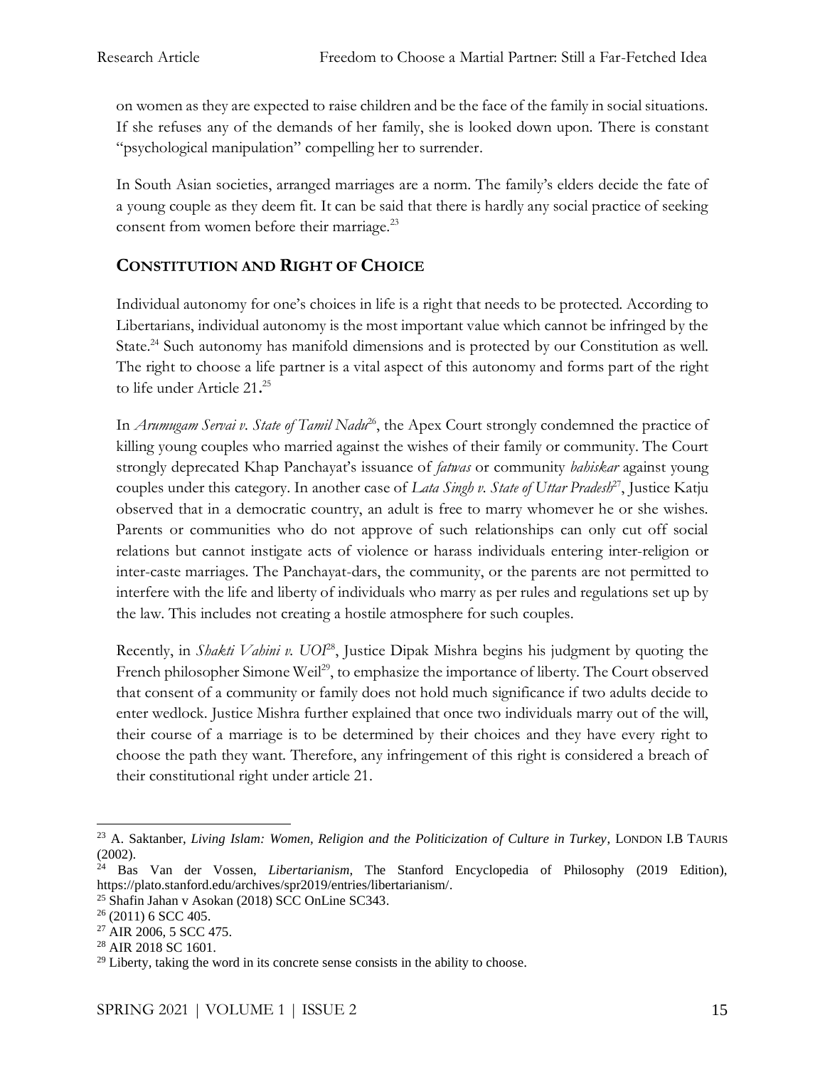on women as they are expected to raise children and be the face of the family in social situations. If she refuses any of the demands of her family, she is looked down upon. There is constant "psychological manipulation" compelling her to surrender.

In South Asian societies, arranged marriages are a norm. The family's elders decide the fate of a young couple as they deem fit. It can be said that there is hardly any social practice of seeking consent from women before their marriage.[23]

## CONSTITUTION AND RIGHT OF CHOICE

Individual autonomy for one's choices in life is a right that needs to be protected. According to Libertarians, individual autonomy is the most important value which cannot be infringed by the State.[24] Such autonomy has manifold dimensions and is protected by our Constitution as well. The right to choose a life partner is a vital aspect of this autonomy and forms part of the right to life under Article 21**.**[25]

In *Arumugam Servai v. State of Tamil Nadu*[26], the Apex Court strongly condemned the practice of killing young couples who married against the wishes of their family or community. The Court strongly deprecated Khap Panchayat's issuance of *fatwas* or community *bahiskar* against young couples under this category. In another case of *Lata Singh v. State of Uttar Pradesh*[27], Justice Katju observed that in a democratic country, an adult is free to marry whomever he or she wishes. Parents or communities who do not approve of such relationships can only cut off social relations but cannot instigate acts of violence or harass individuals entering inter-religion or inter-caste marriages. The Panchayat-dars, the community, or the parents are not permitted to interfere with the life and liberty of individuals who marry as per rules and regulations set up by the law. This includes not creating a hostile atmosphere for such couples.

Recently, in *Shakti Vahini v. UOI*[28], Justice Dipak Mishra begins his judgment by quoting the French philosopher Simone Weil[29], to emphasize the importance of liberty. The Court observed that consent of a community or family does not hold much significance if two adults decide to enter wedlock. Justice Mishra further explained that once two individuals marry out of the will, their course of a marriage is to be determined by their choices and they have every right to choose the path they want. Therefore, any infringement of this right is considered a breach of their constitutional right under article 21.

---

[23] A. Saktanber, *Living Islam: Women, Religion and the Politicization of Culture in Turkey*, LONDON I.B TAURIS (2002).

[24] Bas Van der Vossen, *Libertarianism*, The Stanford Encyclopedia of Philosophy (2019 Edition), https://plato.stanford.edu/archives/spr2019/entries/libertarianism/.

[25] Shafin Jahan v Asokan (2018) SCC OnLine SC343.

[26] (2011) 6 SCC 405.

[27] AIR 2006, 5 SCC 475.

[28] AIR 2018 SC 1601.

[29] Liberty, taking the word in its concrete sense consists in the ability to choose.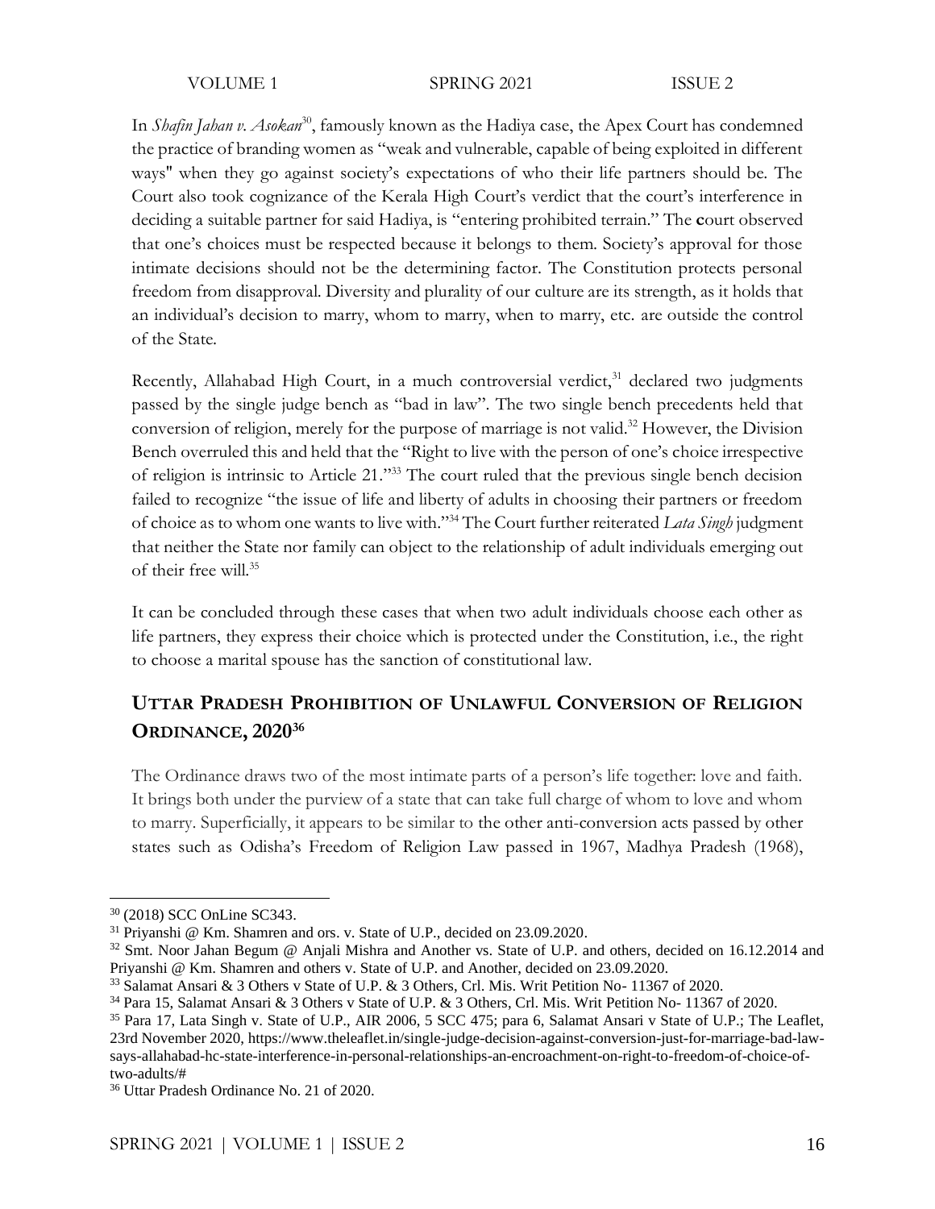In *Shafin Jahan v. Asokan*[30], famously known as the Hadiya case, the Apex Court has condemned the practice of branding women as "weak and vulnerable, capable of being exploited in different ways" when they go against society's expectations of who their life partners should be. The Court also took cognizance of the Kerala High Court's verdict that the court's interference in deciding a suitable partner for said Hadiya, is "entering prohibited terrain." The **c**ourt observed that one's choices must be respected because it belongs to them. Society's approval for those intimate decisions should not be the determining factor. The Constitution protects personal freedom from disapproval. Diversity and plurality of our culture are its strength, as it holds that an individual's decision to marry, whom to marry, when to marry, etc. are outside the control of the State.

Recently, Allahabad High Court, in a much controversial verdict,[31] declared two judgments passed by the single judge bench as "bad in law". The two single bench precedents held that conversion of religion, merely for the purpose of marriage is not valid.[32] However, the Division Bench overruled this and held that the "Right to live with the person of one's choice irrespective of religion is intrinsic to Article 21."[33] The court ruled that the previous single bench decision failed to recognize "the issue of life and liberty of adults in choosing their partners or freedom of choice as to whom one wants to live with."[34] The Court further reiterated *Lata Singh* judgment that neither the State nor family can object to the relationship of adult individuals emerging out of their free will.[35]

It can be concluded through these cases that when two adult individuals choose each other as life partners, they express their choice which is protected under the Constitution, i.e., the right to choose a marital spouse has the sanction of constitutional law.

## UTTAR PRADESH PROHIBITION OF UNLAWFUL CONVERSION OF RELIGION ORDINANCE, 2020[36]

The Ordinance draws two of the most intimate parts of a person's life together: love and faith. It brings both under the purview of a state that can take full charge of whom to love and whom to marry. Superficially, it appears to be similar to the other anti-conversion acts passed by other states such as Odisha's Freedom of Religion Law passed in 1967, Madhya Pradesh (1968),

---

[30] (2018) SCC OnLine SC343.

[31] Priyanshi @ Km. Shamren and ors. v. State of U.P., decided on 23.09.2020.

[32] Smt. Noor Jahan Begum @ Anjali Mishra and Another vs. State of U.P. and others, decided on 16.12.2014 and Priyanshi @ Km. Shamren and others v. State of U.P. and Another, decided on 23.09.2020.

[33] Salamat Ansari & 3 Others v State of U.P. & 3 Others, Crl. Mis. Writ Petition No- 11367 of 2020.

[34] Para 15, Salamat Ansari & 3 Others v State of U.P. & 3 Others, Crl. Mis. Writ Petition No- 11367 of 2020.

[35] Para 17, Lata Singh v. State of U.P., AIR 2006, 5 SCC 475; para 6, Salamat Ansari v State of U.P.; The Leaflet, 23rd November 2020, https://www.theleaflet.in/single-judge-decision-against-conversion-just-for-marriage-bad-law-says-allahabad-hc-state-interference-in-personal-relationships-an-encroachment-on-right-to-freedom-of-choice-of-two-adults/#

[36] Uttar Pradesh Ordinance No. 21 of 2020.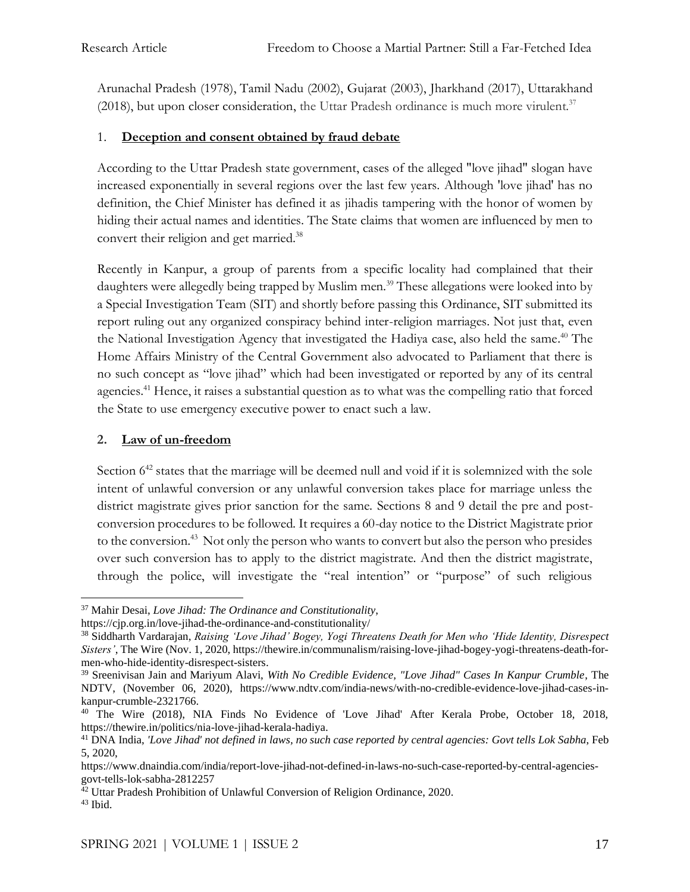Arunachal Pradesh (1978), Tamil Nadu (2002), Gujarat (2003), Jharkhand (2017), Uttarakhand (2018), but upon closer consideration, the Uttar Pradesh ordinance is much more virulent.[37]

1. **Deception and consent obtained by fraud debate**

According to the Uttar Pradesh state government, cases of the alleged "love jihad" slogan have increased exponentially in several regions over the last few years. Although 'love jihad' has no definition, the Chief Minister has defined it as jihadis tampering with the honor of women by hiding their actual names and identities. The State claims that women are influenced by men to convert their religion and get married.[38]

Recently in Kanpur, a group of parents from a specific locality had complained that their daughters were allegedly being trapped by Muslim men.[39] These allegations were looked into by a Special Investigation Team (SIT) and shortly before passing this Ordinance, SIT submitted its report ruling out any organized conspiracy behind inter-religion marriages. Not just that, even the National Investigation Agency that investigated the Hadiya case, also held the same.[40] The Home Affairs Ministry of the Central Government also advocated to Parliament that there is no such concept as "love jihad" which had been investigated or reported by any of its central agencies.[41] Hence, it raises a substantial question as to what was the compelling ratio that forced the State to use emergency executive power to enact such a law.

2. **Law of un-freedom**

Section 6[42] states that the marriage will be deemed null and void if it is solemnized with the sole intent of unlawful conversion or any unlawful conversion takes place for marriage unless the district magistrate gives prior sanction for the same. Sections 8 and 9 detail the pre and post-conversion procedures to be followed. It requires a 60-day notice to the District Magistrate prior to the conversion.[43] Not only the person who wants to convert but also the person who presides over such conversion has to apply to the district magistrate. And then the district magistrate, through the police, will investigate the "real intention" or "purpose" of such religious

---

[37] Mahir Desai, *Love Jihad: The Ordinance and Constitutionality*, https://cjp.org.in/love-jihad-the-ordinance-and-constitutionality/

[38] Siddharth Vardarajan, *Raising 'Love Jihad' Bogey, Yogi Threatens Death for Men who 'Hide Identity, Disrespect Sisters'*, The Wire (Nov. 1, 2020, https://thewire.in/communalism/raising-love-jihad-bogey-yogi-threatens-death-for-men-who-hide-identity-disrespect-sisters.

[39] Sreenivisan Jain and Mariyum Alavi, *With No Credible Evidence, "Love Jihad" Cases In Kanpur Crumble*, The NDTV, (November 06, 2020), https://www.ndtv.com/india-news/with-no-credible-evidence-love-jihad-cases-in-kanpur-crumble-2321766.

[40] The Wire (2018), NIA Finds No Evidence of 'Love Jihad' After Kerala Probe, October 18, 2018, https://thewire.in/politics/nia-love-jihad-kerala-hadiya.

[41] DNA India, *'Love Jihad' not defined in laws, no such case reported by central agencies: Govt tells Lok Sabha*, Feb 5, 2020, https://www.dnaindia.com/india/report-love-jihad-not-defined-in-laws-no-such-case-reported-by-central-agencies-govt-tells-lok-sabha-2812257

[42] Uttar Pradesh Prohibition of Unlawful Conversion of Religion Ordinance, 2020.

[43] Ibid.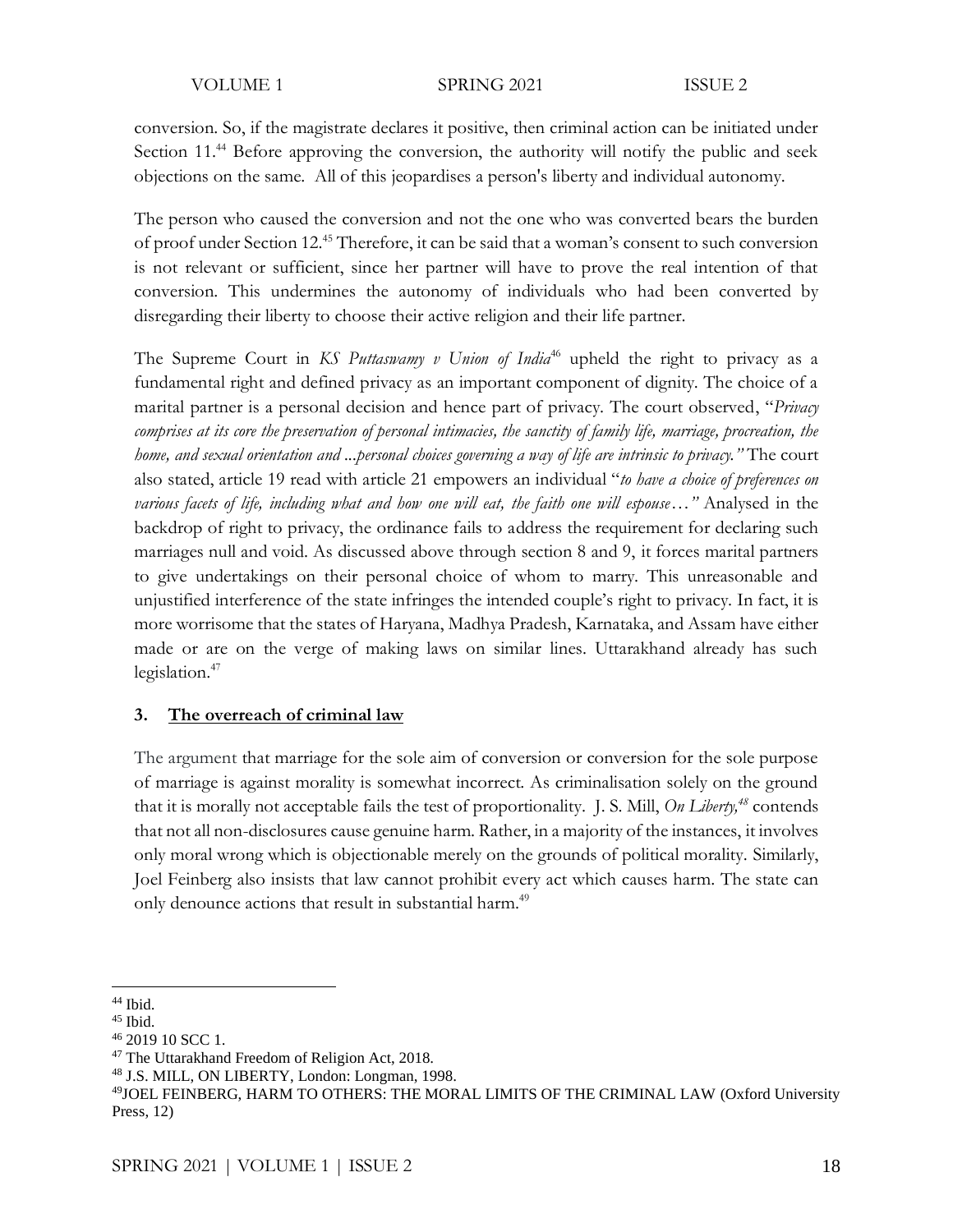conversion. So, if the magistrate declares it positive, then criminal action can be initiated under Section 11.[44] Before approving the conversion, the authority will notify the public and seek objections on the same. All of this jeopardises a person's liberty and individual autonomy.

The person who caused the conversion and not the one who was converted bears the burden of proof under Section 12.[45] Therefore, it can be said that a woman's consent to such conversion is not relevant or sufficient, since her partner will have to prove the real intention of that conversion. This undermines the autonomy of individuals who had been converted by disregarding their liberty to choose their active religion and their life partner.

The Supreme Court in *KS Puttaswamy v Union of India*[46] upheld the right to privacy as a fundamental right and defined privacy as an important component of dignity. The choice of a marital partner is a personal decision and hence part of privacy. The court observed, "*Privacy comprises at its core the preservation of personal intimacies, the sanctity of family life, marriage, procreation, the home, and sexual orientation and ...personal choices governing a way of life are intrinsic to privacy.*" The court also stated, article 19 read with article 21 empowers an individual "*to have a choice of preferences on various facets of life, including what and how one will eat, the faith one will espouse…*" Analysed in the backdrop of right to privacy, the ordinance fails to address the requirement for declaring such marriages null and void. As discussed above through section 8 and 9, it forces marital partners to give undertakings on their personal choice of whom to marry. This unreasonable and unjustified interference of the state infringes the intended couple's right to privacy. In fact, it is more worrisome that the states of Haryana, Madhya Pradesh, Karnataka, and Assam have either made or are on the verge of making laws on similar lines. Uttarakhand already has such legislation.[47]

### 3. <u>The overreach of criminal law</u>

The argument that marriage for the sole aim of conversion or conversion for the sole purpose of marriage is against morality is somewhat incorrect. As criminalisation solely on the ground that it is morally not acceptable fails the test of proportionality. J. S. Mill, *On Liberty,*[48] contends that not all non-disclosures cause genuine harm. Rather, in a majority of the instances, it involves only moral wrong which is objectionable merely on the grounds of political morality. Similarly, Joel Feinberg also insists that law cannot prohibit every act which causes harm. The state can only denounce actions that result in substantial harm.[49]

---

[44] Ibid.

[45] Ibid.

[46] 2019 10 SCC 1.

[47] The Uttarakhand Freedom of Religion Act, 2018.

[48] J.S. MILL, ON LIBERTY, London: Longman, 1998.

[49] JOEL FEINBERG, HARM TO OTHERS: THE MORAL LIMITS OF THE CRIMINAL LAW (Oxford University Press, 12)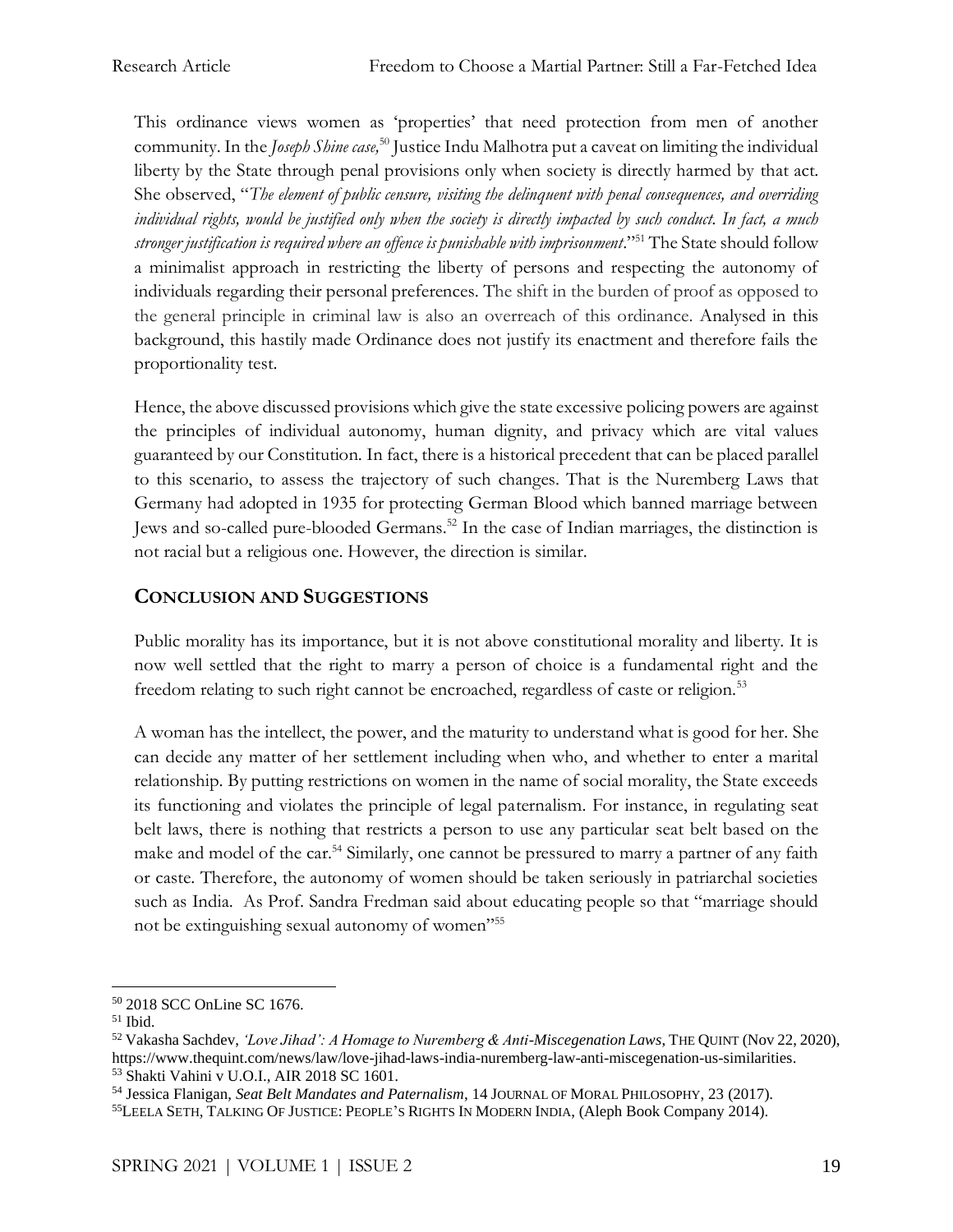This ordinance views women as 'properties' that need protection from men of another community. In the *Joseph Shine case,*[50] Justice Indu Malhotra put a caveat on limiting the individual liberty by the State through penal provisions only when society is directly harmed by that act. She observed, "*The element of public censure, visiting the delinquent with penal consequences, and overriding individual rights, would be justified only when the society is directly impacted by such conduct. In fact, a much stronger justification is required where an offence is punishable with imprisonment*."[51] The State should follow a minimalist approach in restricting the liberty of persons and respecting the autonomy of individuals regarding their personal preferences. The shift in the burden of proof as opposed to the general principle in criminal law is also an overreach of this ordinance. Analysed in this background, this hastily made Ordinance does not justify its enactment and therefore fails the proportionality test.

Hence, the above discussed provisions which give the state excessive policing powers are against the principles of individual autonomy, human dignity, and privacy which are vital values guaranteed by our Constitution. In fact, there is a historical precedent that can be placed parallel to this scenario, to assess the trajectory of such changes. That is the Nuremberg Laws that Germany had adopted in 1935 for protecting German Blood which banned marriage between Jews and so-called pure-blooded Germans.[52] In the case of Indian marriages, the distinction is not racial but a religious one. However, the direction is similar.

## CONCLUSION AND SUGGESTIONS

Public morality has its importance, but it is not above constitutional morality and liberty. It is now well settled that the right to marry a person of choice is a fundamental right and the freedom relating to such right cannot be encroached, regardless of caste or religion.[53]

A woman has the intellect, the power, and the maturity to understand what is good for her. She can decide any matter of her settlement including when who, and whether to enter a marital relationship. By putting restrictions on women in the name of social morality, the State exceeds its functioning and violates the principle of legal paternalism. For instance, in regulating seat belt laws, there is nothing that restricts a person to use any particular seat belt based on the make and model of the car.[54] Similarly, one cannot be pressured to marry a partner of any faith or caste. Therefore, the autonomy of women should be taken seriously in patriarchal societies such as India. As Prof. Sandra Fredman said about educating people so that "marriage should not be extinguishing sexual autonomy of women"[55]

---

[50] 2018 SCC OnLine SC 1676.

[51] Ibid.

[52] Vakasha Sachdev, *'Love Jihad': A Homage to Nuremberg & Anti-Miscegenation Laws*, THE QUINT (Nov 22, 2020), https://www.thequint.com/news/law/love-jihad-laws-india-nuremberg-law-anti-miscegenation-us-similarities.

[53] Shakti Vahini v U.O.I., AIR 2018 SC 1601.

[54] Jessica Flanigan, *Seat Belt Mandates and Paternalism*, 14 JOURNAL OF MORAL PHILOSOPHY, 23 (2017).

[55] LEELA SETH, TALKING OF JUSTICE: PEOPLE'S RIGHTS IN MODERN INDIA, (Aleph Book Company 2014).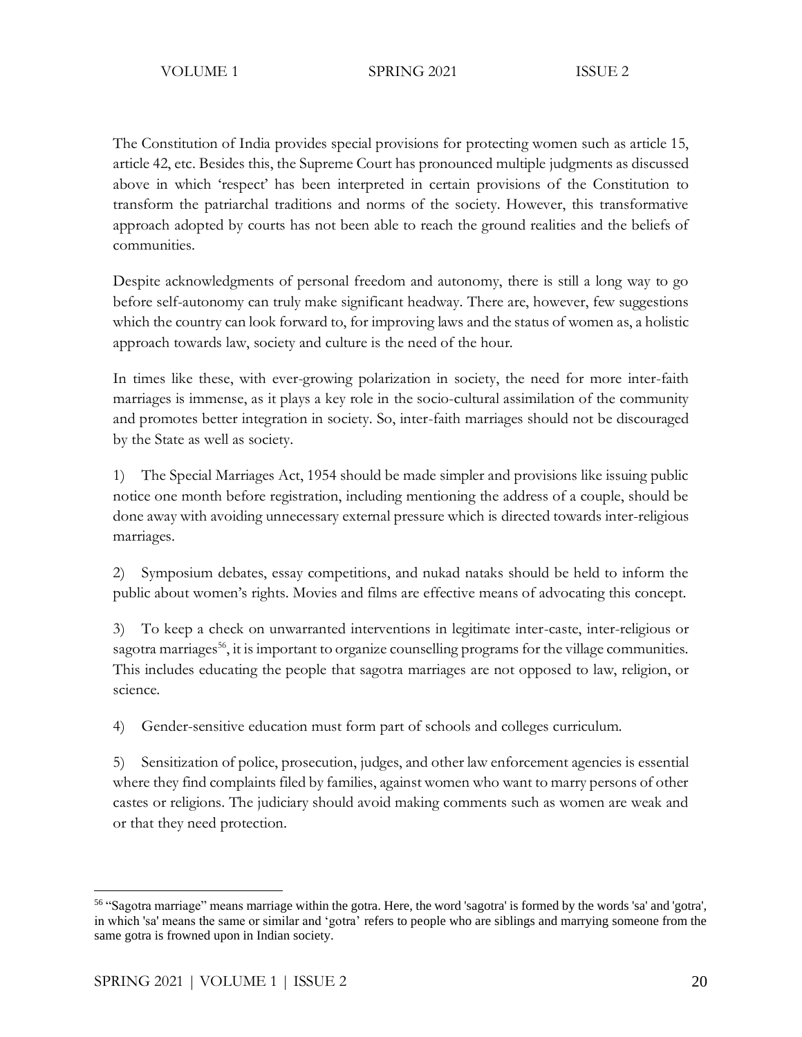The Constitution of India provides special provisions for protecting women such as article 15, article 42, etc. Besides this, the Supreme Court has pronounced multiple judgments as discussed above in which 'respect' has been interpreted in certain provisions of the Constitution to transform the patriarchal traditions and norms of the society. However, this transformative approach adopted by courts has not been able to reach the ground realities and the beliefs of communities.

Despite acknowledgments of personal freedom and autonomy, there is still a long way to go before self-autonomy can truly make significant headway. There are, however, few suggestions which the country can look forward to, for improving laws and the status of women as, a holistic approach towards law, society and culture is the need of the hour.

In times like these, with ever-growing polarization in society, the need for more inter-faith marriages is immense, as it plays a key role in the socio-cultural assimilation of the community and promotes better integration in society. So, inter-faith marriages should not be discouraged by the State as well as society.

1) The Special Marriages Act, 1954 should be made simpler and provisions like issuing public notice one month before registration, including mentioning the address of a couple, should be done away with avoiding unnecessary external pressure which is directed towards inter-religious marriages.

2) Symposium debates, essay competitions, and nukad nataks should be held to inform the public about women's rights. Movies and films are effective means of advocating this concept.

3) To keep a check on unwarranted interventions in legitimate inter-caste, inter-religious or sagotra marriages[56], it is important to organize counselling programs for the village communities. This includes educating the people that sagotra marriages are not opposed to law, religion, or science.

4) Gender-sensitive education must form part of schools and colleges curriculum.

5) Sensitization of police, prosecution, judges, and other law enforcement agencies is essential where they find complaints filed by families, against women who want to marry persons of other castes or religions. The judiciary should avoid making comments such as women are weak and or that they need protection.

---

[56] "Sagotra marriage" means marriage within the gotra. Here, the word 'sagotra' is formed by the words 'sa' and 'gotra', in which 'sa' means the same or similar and 'gotra' refers to people who are siblings and marrying someone from the same gotra is frowned upon in Indian society.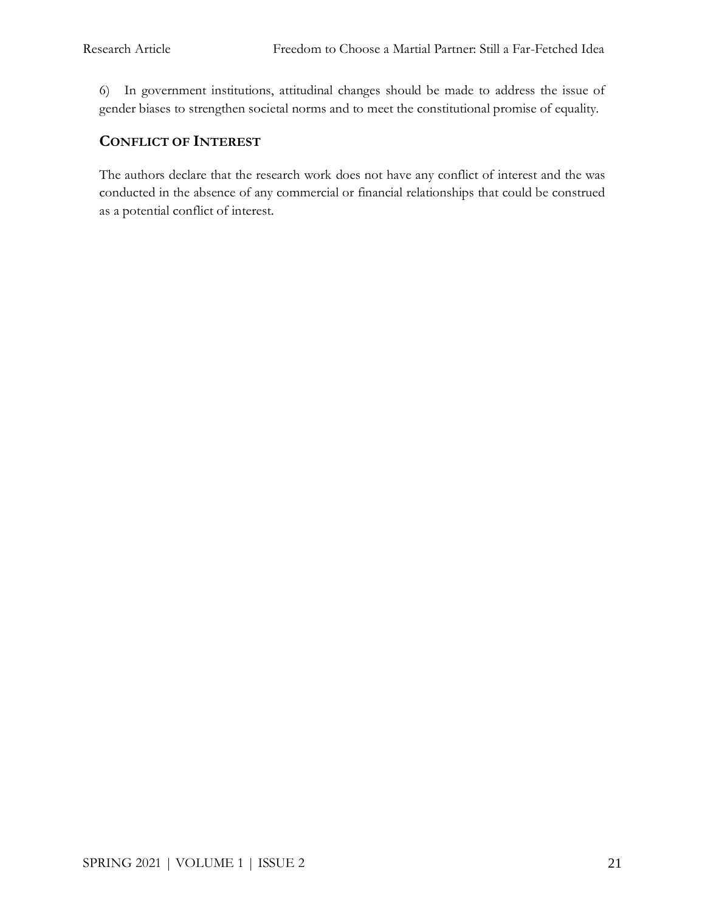6) In government institutions, attitudinal changes should be made to address the issue of gender biases to strengthen societal norms and to meet the constitutional promise of equality.

## CONFLICT OF INTEREST

The authors declare that the research work does not have any conflict of interest and the was conducted in the absence of any commercial or financial relationships that could be construed as a potential conflict of interest.